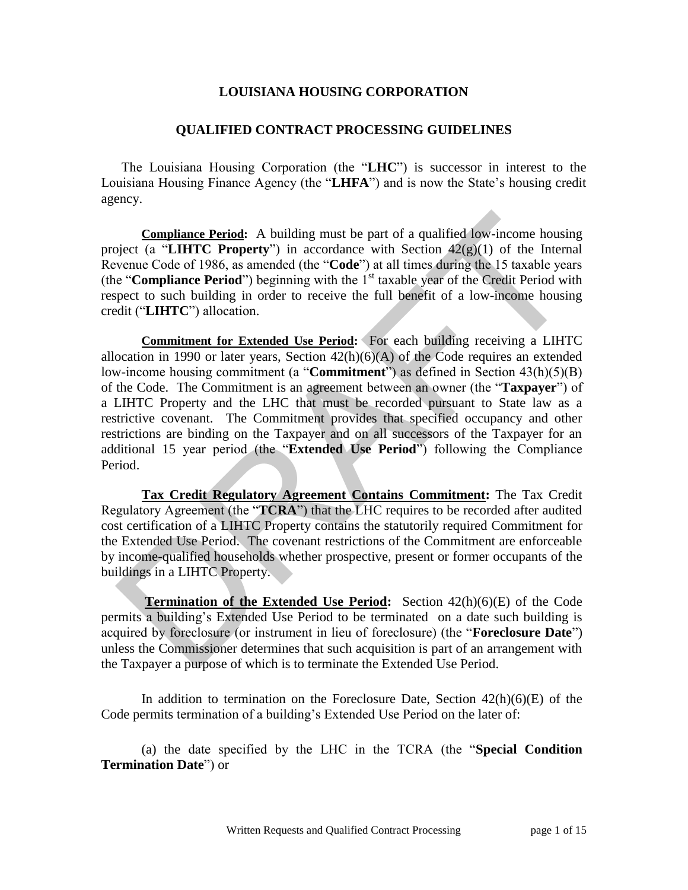# LOUISIANA HOUSING CORPORATION

## QUALIFIED CONTRACT PROCESSING GUIDELINES

The Louisiana Housing Corporation (the "**LHC**") is successor in interest to the Louisiana Housing Finance Agency (the "**LHFA**") and is now the State's housing credit agency.

**Compliance Period:** A building must be part of a qualified low-income housing project (a "**LIHTC Property**") in accordance with Section 42(g)(1) of the Internal Revenue Code of 1986, as amended (the "**Code**") at all times during the 15 taxable years (the "**Compliance Period**") beginning with the 1st taxable year of the Credit Period with respect to such building in order to receive the full benefit of a low-income housing credit ("**LIHTC**") allocation.

**Commitment for Extended Use Period:** For each building receiving a LIHTC allocation in 1990 or later years, Section 42(h)(6)(A) of the Code requires an extended low-income housing commitment (a "**Commitment**") as defined in Section 43(h)(5)(B) of the Code. The Commitment is an agreement between an owner (the "**Taxpayer**") of a LIHTC Property and the LHC that must be recorded pursuant to State law as a restrictive covenant. The Commitment provides that specified occupancy and other restrictions are binding on the Taxpayer and on all successors of the Taxpayer for an additional 15 year period (the "**Extended Use Period**") following the Compliance Period.

**Tax Credit Regulatory Agreement Contains Commitment:** The Tax Credit Regulatory Agreement (the "**TCRA**") that the LHC requires to be recorded after audited cost certification of a LIHTC Property contains the statutorily required Commitment for the Extended Use Period. The covenant restrictions of the Commitment are enforceable by income-qualified households whether prospective, present or former occupants of the buildings in a LIHTC Property.

**Termination of the Extended Use Period:** Section 42(h)(6)(E) of the Code permits a building's Extended Use Period to be terminated on a date such building is acquired by foreclosure (or instrument in lieu of foreclosure) (the "**Foreclosure Date**") unless the Commissioner determines that such acquisition is part of an arrangement with the Taxpayer a purpose of which is to terminate the Extended Use Period.

In addition to termination on the Foreclosure Date, Section 42(h)(6)(E) of the Code permits termination of a building's Extended Use Period on the later of:

(a) the date specified by the LHC in the TCRA (the "**Special Condition Termination Date**") or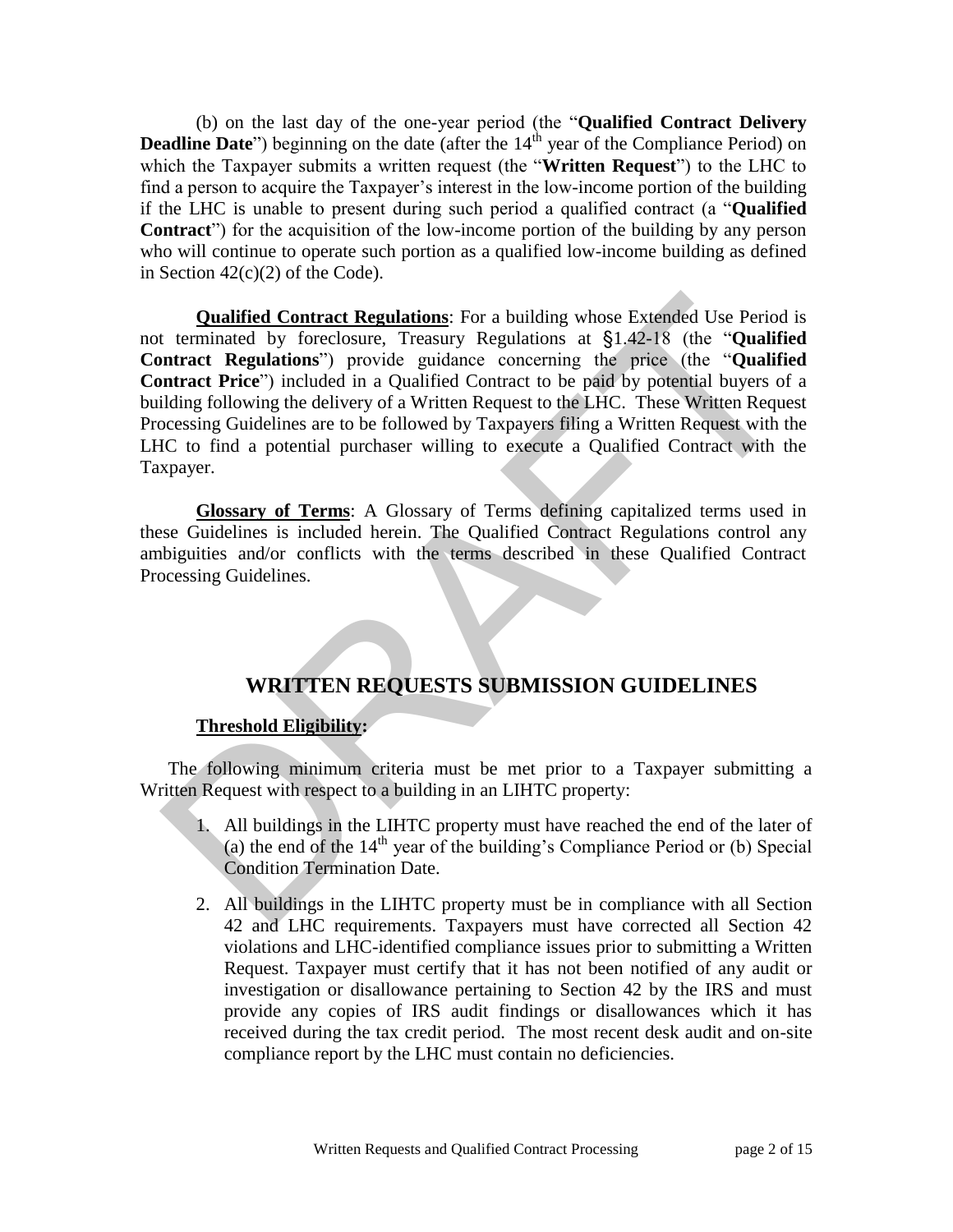(b) on the last day of the one-year period (the "**Qualified Contract Delivery Deadline Date**") beginning on the date (after the 14th year of the Compliance Period) on which the Taxpayer submits a written request (the "**Written Request**") to the LHC to find a person to acquire the Taxpayer's interest in the low-income portion of the building if the LHC is unable to present during such period a qualified contract (a "**Qualified Contract**") for the acquisition of the low-income portion of the building by any person who will continue to operate such portion as a qualified low-income building as defined in Section 42(c)(2) of the Code).

**Qualified Contract Regulations**: For a building whose Extended Use Period is not terminated by foreclosure, Treasury Regulations at §1.42-18 (the "**Qualified Contract Regulations**") provide guidance concerning the price (the "**Qualified Contract Price**") included in a Qualified Contract to be paid by potential buyers of a building following the delivery of a Written Request to the LHC. These Written Request Processing Guidelines are to be followed by Taxpayers filing a Written Request with the LHC to find a potential purchaser willing to execute a Qualified Contract with the Taxpayer.

**Glossary of Terms**: A Glossary of Terms defining capitalized terms used in these Guidelines is included herein. The Qualified Contract Regulations control any ambiguities and/or conflicts with the terms described in these Qualified Contract Processing Guidelines.

## WRITTEN REQUESTS SUBMISSION GUIDELINES

**Threshold Eligibility:**

The following minimum criteria must be met prior to a Taxpayer submitting a Written Request with respect to a building in an LIHTC property:

1. All buildings in the LIHTC property must have reached the end of the later of (a) the end of the 14th year of the building's Compliance Period or (b) Special Condition Termination Date.

2. All buildings in the LIHTC property must be in compliance with all Section 42 and LHC requirements. Taxpayers must have corrected all Section 42 violations and LHC-identified compliance issues prior to submitting a Written Request. Taxpayer must certify that it has not been notified of any audit or investigation or disallowance pertaining to Section 42 by the IRS and must provide any copies of IRS audit findings or disallowances which it has received during the tax credit period. The most recent desk audit and on-site compliance report by the LHC must contain no deficiencies.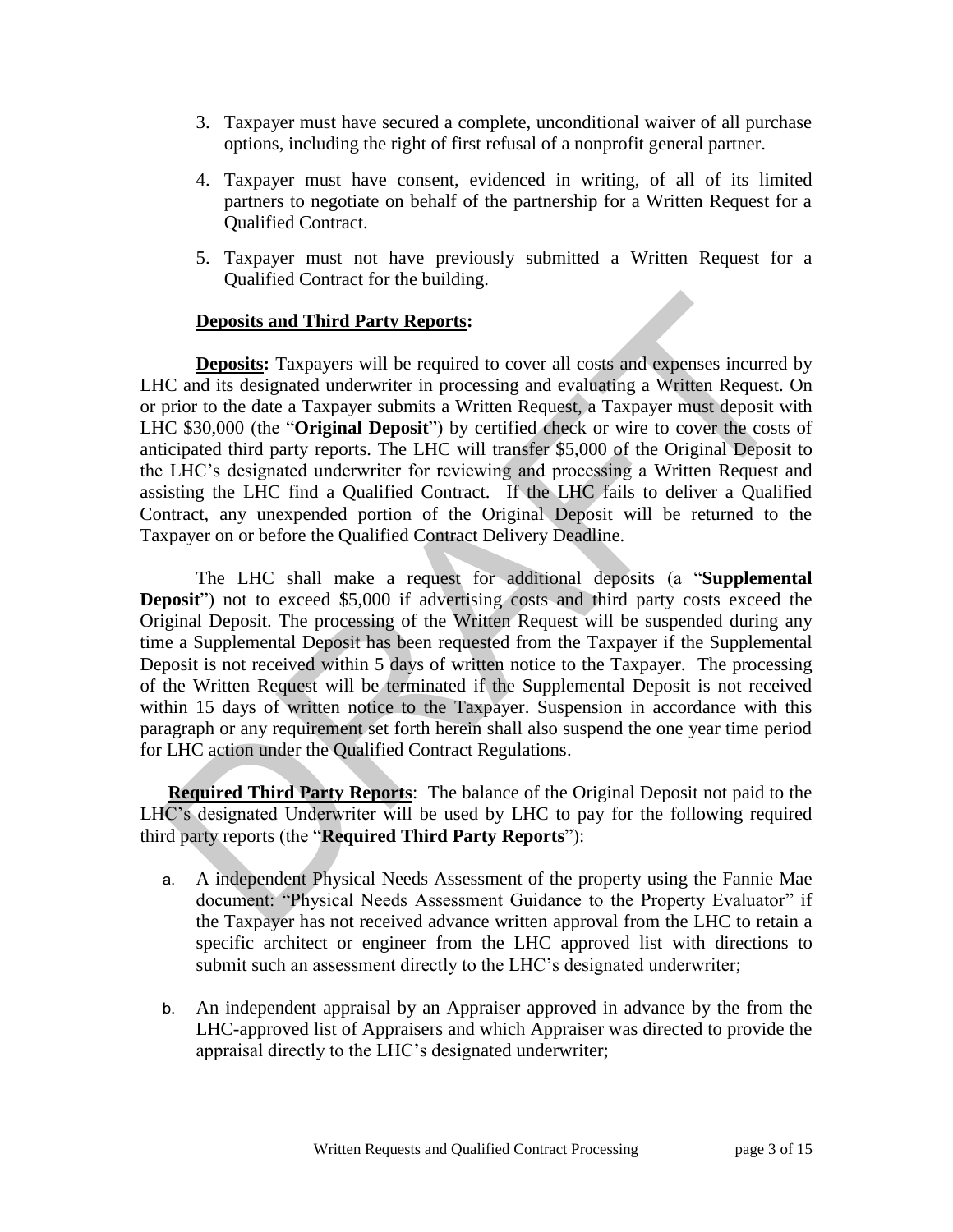3. Taxpayer must have secured a complete, unconditional waiver of all purchase options, including the right of first refusal of a nonprofit general partner.

4. Taxpayer must have consent, evidenced in writing, of all of its limited partners to negotiate on behalf of the partnership for a Written Request for a Qualified Contract.

5. Taxpayer must not have previously submitted a Written Request for a Qualified Contract for the building.

**Deposits and Third Party Reports:**

**Deposits:** Taxpayers will be required to cover all costs and expenses incurred by LHC and its designated underwriter in processing and evaluating a Written Request. On or prior to the date a Taxpayer submits a Written Request, a Taxpayer must deposit with LHC $30,000 (the "**Original Deposit**") by certified check or wire to cover the costs of anticipated third party reports. The LHC will transfer $5,000 of the Original Deposit to the LHC's designated underwriter for reviewing and processing a Written Request and assisting the LHC find a Qualified Contract. If the LHC fails to deliver a Qualified Contract, any unexpended portion of the Original Deposit will be returned to the Taxpayer on or before the Qualified Contract Delivery Deadline.

The LHC shall make a request for additional deposits (a "**Supplemental Deposit**") not to exceed $5,000 if advertising costs and third party costs exceed the Original Deposit. The processing of the Written Request will be suspended during any time a Supplemental Deposit has been requested from the Taxpayer if the Supplemental Deposit is not received within 5 days of written notice to the Taxpayer. The processing of the Written Request will be terminated if the Supplemental Deposit is not received within 15 days of written notice to the Taxpayer. Suspension in accordance with this paragraph or any requirement set forth herein shall also suspend the one year time period for LHC action under the Qualified Contract Regulations.

**Required Third Party Reports**: The balance of the Original Deposit not paid to the LHC's designated Underwriter will be used by LHC to pay for the following required third party reports (the "**Required Third Party Reports**"):

a. A independent Physical Needs Assessment of the property using the Fannie Mae document: "Physical Needs Assessment Guidance to the Property Evaluator" if the Taxpayer has not received advance written approval from the LHC to retain a specific architect or engineer from the LHC approved list with directions to submit such an assessment directly to the LHC's designated underwriter;

b. An independent appraisal by an Appraiser approved in advance by the from the LHC-approved list of Appraisers and which Appraiser was directed to provide the appraisal directly to the LHC's designated underwriter;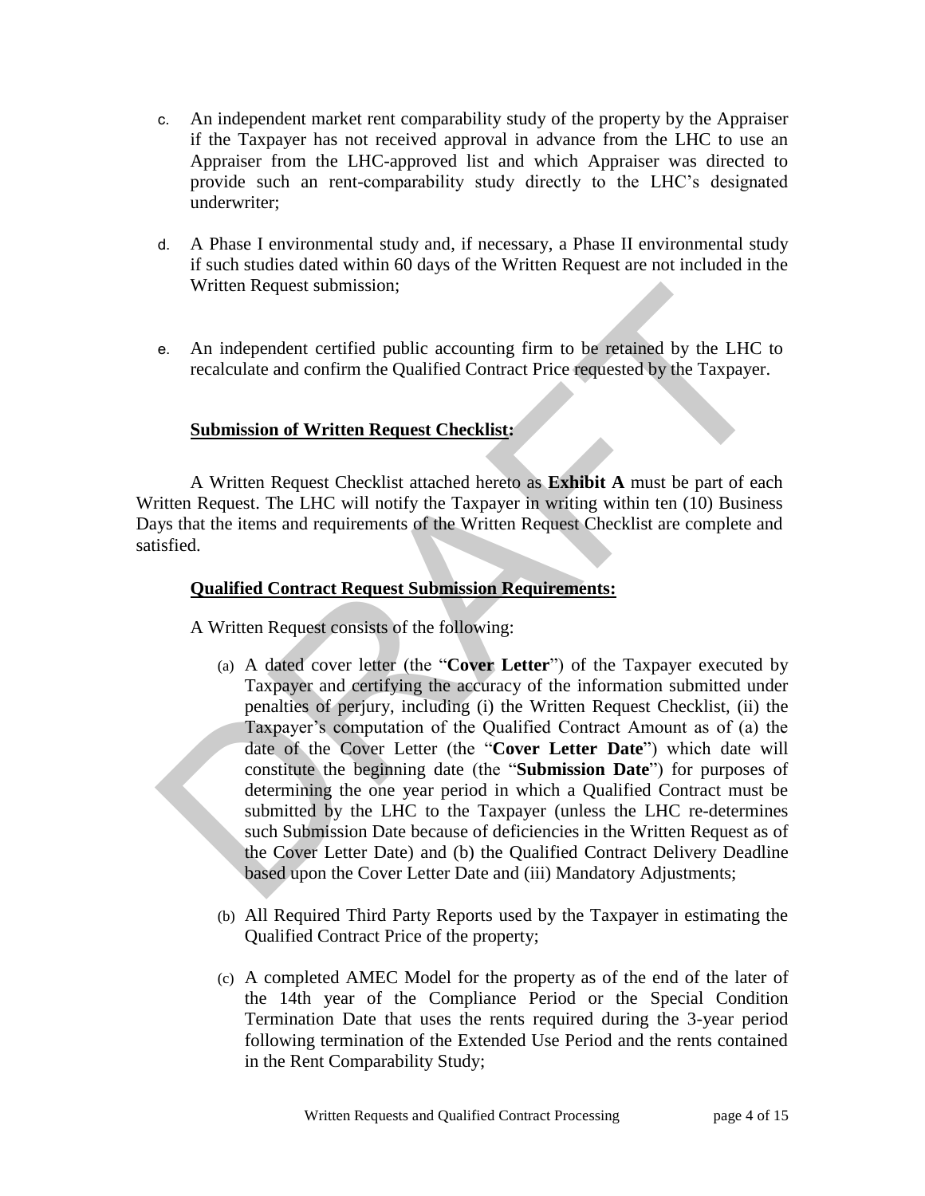c. An independent market rent comparability study of the property by the Appraiser if the Taxpayer has not received approval in advance from the LHC to use an Appraiser from the LHC-approved list and which Appraiser was directed to provide such an rent-comparability study directly to the LHC's designated underwriter;

d. A Phase I environmental study and, if necessary, a Phase II environmental study if such studies dated within 60 days of the Written Request are not included in the Written Request submission;

e. An independent certified public accounting firm to be retained by the LHC to recalculate and confirm the Qualified Contract Price requested by the Taxpayer.

**Submission of Written Request Checklist:**

A Written Request Checklist attached hereto as **Exhibit A** must be part of each Written Request. The LHC will notify the Taxpayer in writing within ten (10) Business Days that the items and requirements of the Written Request Checklist are complete and satisfied.

**Qualified Contract Request Submission Requirements:**

A Written Request consists of the following:

(a) A dated cover letter (the "**Cover Letter**") of the Taxpayer executed by Taxpayer and certifying the accuracy of the information submitted under penalties of perjury, including (i) the Written Request Checklist, (ii) the Taxpayer's computation of the Qualified Contract Amount as of (a) the date of the Cover Letter (the "**Cover Letter Date**") which date will constitute the beginning date (the "**Submission Date**") for purposes of determining the one year period in which a Qualified Contract must be submitted by the LHC to the Taxpayer (unless the LHC re-determines such Submission Date because of deficiencies in the Written Request as of the Cover Letter Date) and (b) the Qualified Contract Delivery Deadline based upon the Cover Letter Date and (iii) Mandatory Adjustments;

(b) All Required Third Party Reports used by the Taxpayer in estimating the Qualified Contract Price of the property;

(c) A completed AMEC Model for the property as of the end of the later of the 14th year of the Compliance Period or the Special Condition Termination Date that uses the rents required during the 3-year period following termination of the Extended Use Period and the rents contained in the Rent Comparability Study;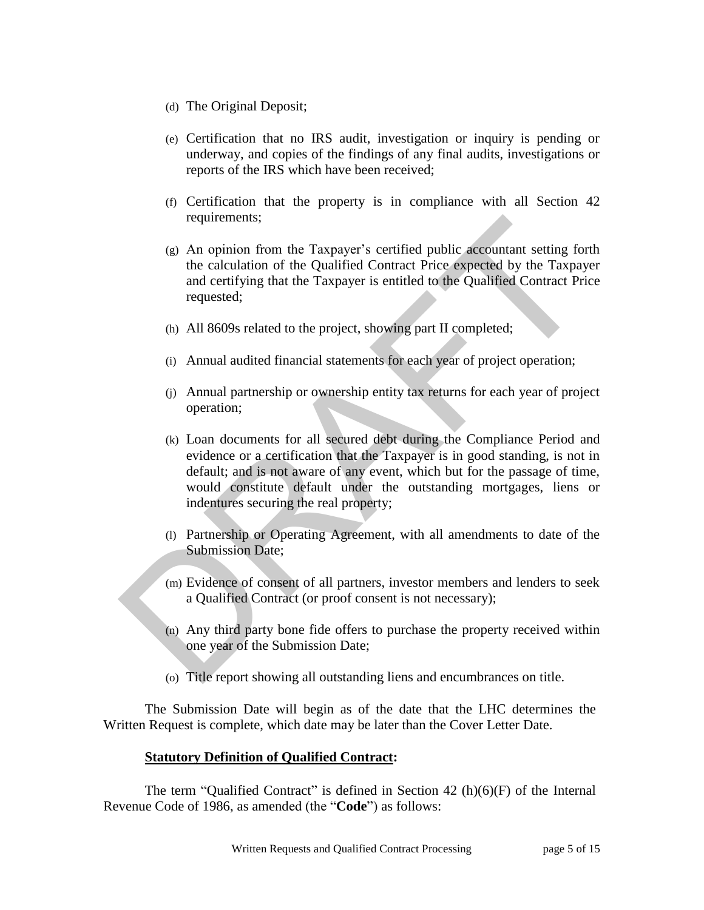(d) The Original Deposit;

(e) Certification that no IRS audit, investigation or inquiry is pending or underway, and copies of the findings of any final audits, investigations or reports of the IRS which have been received;

(f) Certification that the property is in compliance with all Section 42 requirements;

(g) An opinion from the Taxpayer's certified public accountant setting forth the calculation of the Qualified Contract Price expected by the Taxpayer and certifying that the Taxpayer is entitled to the Qualified Contract Price requested;

(h) All 8609s related to the project, showing part II completed;

(i) Annual audited financial statements for each year of project operation;

(j) Annual partnership or ownership entity tax returns for each year of project operation;

(k) Loan documents for all secured debt during the Compliance Period and evidence or a certification that the Taxpayer is in good standing, is not in default; and is not aware of any event, which but for the passage of time, would constitute default under the outstanding mortgages, liens or indentures securing the real property;

(l) Partnership or Operating Agreement, with all amendments to date of the Submission Date;

(m) Evidence of consent of all partners, investor members and lenders to seek a Qualified Contract (or proof consent is not necessary);

(n) Any third party bone fide offers to purchase the property received within one year of the Submission Date;

(o) Title report showing all outstanding liens and encumbrances on title.

The Submission Date will begin as of the date that the LHC determines the Written Request is complete, which date may be later than the Cover Letter Date.

**Statutory Definition of Qualified Contract:**

The term "Qualified Contract" is defined in Section 42 (h)(6)(F) of the Internal Revenue Code of 1986, as amended (the "**Code**") as follows: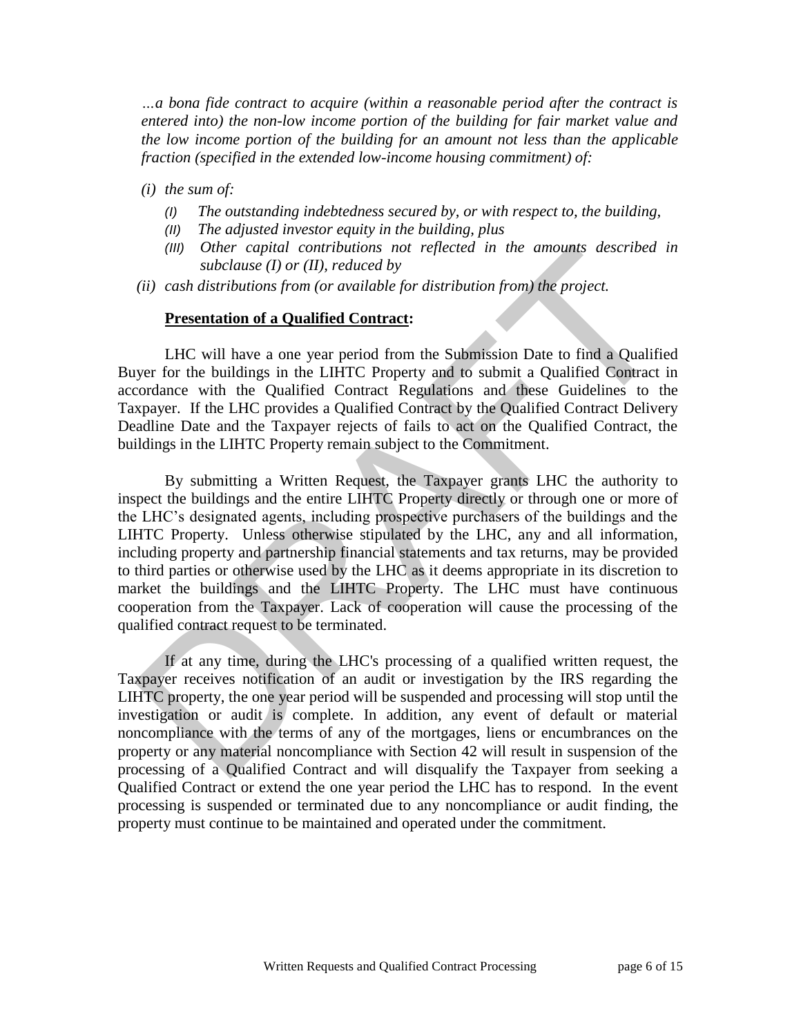*…a bona fide contract to acquire (within a reasonable period after the contract is entered into) the non-low income portion of the building for fair market value and the low income portion of the building for an amount not less than the applicable fraction (specified in the extended low-income housing commitment) of:*

- *(i) the sum of:*
  - *(I) The outstanding indebtedness secured by, or with respect to, the building,*
  - *(II) The adjusted investor equity in the building, plus*
  - *(III) Other capital contributions not reflected in the amounts described in subclause (I) or (II), reduced by*
- *(ii) cash distributions from (or available for distribution from) the project.*

**Presentation of a Qualified Contract:**

LHC will have a one year period from the Submission Date to find a Qualified Buyer for the buildings in the LIHTC Property and to submit a Qualified Contract in accordance with the Qualified Contract Regulations and these Guidelines to the Taxpayer. If the LHC provides a Qualified Contract by the Qualified Contract Delivery Deadline Date and the Taxpayer rejects of fails to act on the Qualified Contract, the buildings in the LIHTC Property remain subject to the Commitment.

By submitting a Written Request, the Taxpayer grants LHC the authority to inspect the buildings and the entire LIHTC Property directly or through one or more of the LHC's designated agents, including prospective purchasers of the buildings and the LIHTC Property. Unless otherwise stipulated by the LHC, any and all information, including property and partnership financial statements and tax returns, may be provided to third parties or otherwise used by the LHC as it deems appropriate in its discretion to market the buildings and the LIHTC Property. The LHC must have continuous cooperation from the Taxpayer. Lack of cooperation will cause the processing of the qualified contract request to be terminated.

If at any time, during the LHC's processing of a qualified written request, the Taxpayer receives notification of an audit or investigation by the IRS regarding the LIHTC property, the one year period will be suspended and processing will stop until the investigation or audit is complete. In addition, any event of default or material noncompliance with the terms of any of the mortgages, liens or encumbrances on the property or any material noncompliance with Section 42 will result in suspension of the processing of a Qualified Contract and will disqualify the Taxpayer from seeking a Qualified Contract or extend the one year period the LHC has to respond. In the event processing is suspended or terminated due to any noncompliance or audit finding, the property must continue to be maintained and operated under the commitment.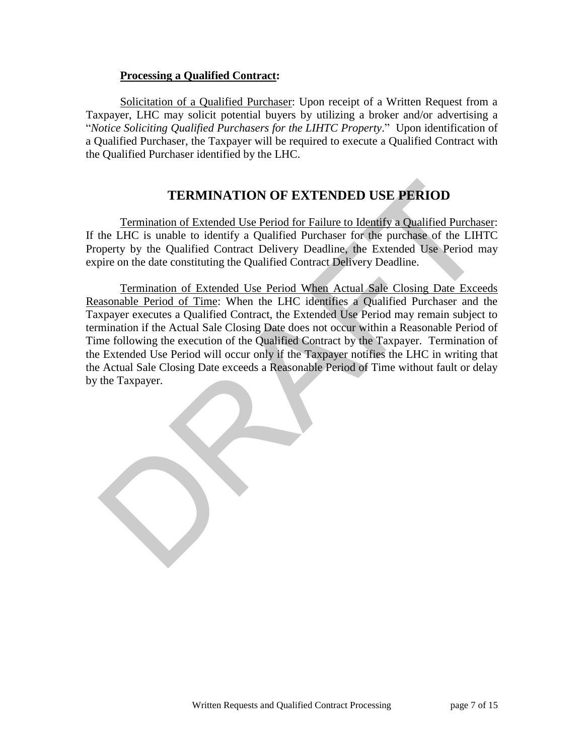**Processing a Qualified Contract:**

Solicitation of a Qualified Purchaser: Upon receipt of a Written Request from a Taxpayer, LHC may solicit potential buyers by utilizing a broker and/or advertising a "*Notice Soliciting Qualified Purchasers for the LIHTC Property*." Upon identification of a Qualified Purchaser, the Taxpayer will be required to execute a Qualified Contract with the Qualified Purchaser identified by the LHC.

## TERMINATION OF EXTENDED USE PERIOD

Termination of Extended Use Period for Failure to Identify a Qualified Purchaser: If the LHC is unable to identify a Qualified Purchaser for the purchase of the LIHTC Property by the Qualified Contract Delivery Deadline, the Extended Use Period may expire on the date constituting the Qualified Contract Delivery Deadline.

Termination of Extended Use Period When Actual Sale Closing Date Exceeds Reasonable Period of Time: When the LHC identifies a Qualified Purchaser and the Taxpayer executes a Qualified Contract, the Extended Use Period may remain subject to termination if the Actual Sale Closing Date does not occur within a Reasonable Period of Time following the execution of the Qualified Contract by the Taxpayer. Termination of the Extended Use Period will occur only if the Taxpayer notifies the LHC in writing that the Actual Sale Closing Date exceeds a Reasonable Period of Time without fault or delay by the Taxpayer.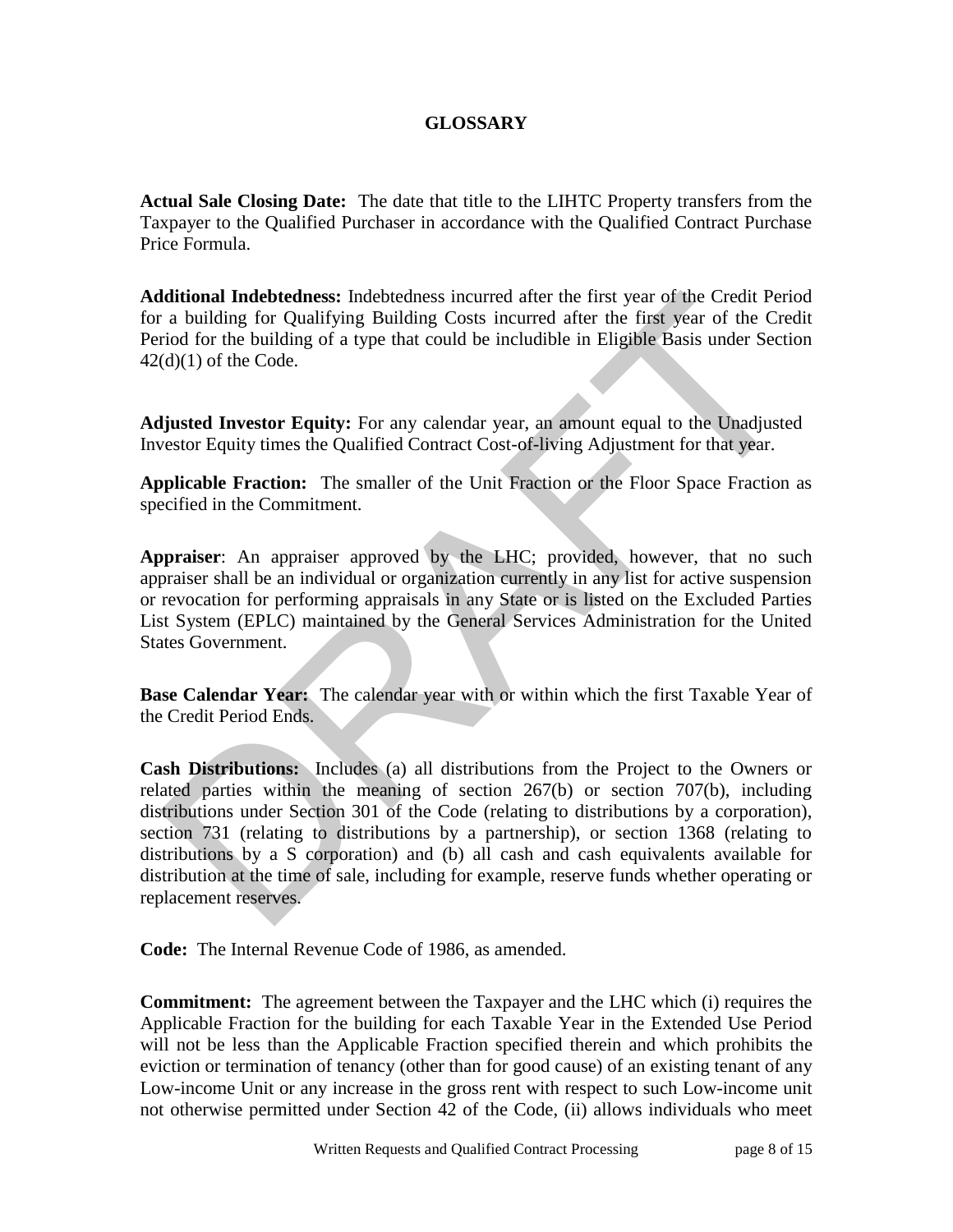# GLOSSARY

**Actual Sale Closing Date:** The date that title to the LIHTC Property transfers from the Taxpayer to the Qualified Purchaser in accordance with the Qualified Contract Purchase Price Formula.

**Additional Indebtedness:** Indebtedness incurred after the first year of the Credit Period for a building for Qualifying Building Costs incurred after the first year of the Credit Period for the building of a type that could be includible in Eligible Basis under Section 42(d)(1) of the Code.

**Adjusted Investor Equity:** For any calendar year, an amount equal to the Unadjusted Investor Equity times the Qualified Contract Cost-of-living Adjustment for that year.

**Applicable Fraction:** The smaller of the Unit Fraction or the Floor Space Fraction as specified in the Commitment.

**Appraiser**: An appraiser approved by the LHC; provided, however, that no such appraiser shall be an individual or organization currently in any list for active suspension or revocation for performing appraisals in any State or is listed on the Excluded Parties List System (EPLC) maintained by the General Services Administration for the United States Government.

**Base Calendar Year:** The calendar year with or within which the first Taxable Year of the Credit Period Ends.

**Cash Distributions:** Includes (a) all distributions from the Project to the Owners or related parties within the meaning of section 267(b) or section 707(b), including distributions under Section 301 of the Code (relating to distributions by a corporation), section 731 (relating to distributions by a partnership), or section 1368 (relating to distributions by a S corporation) and (b) all cash and cash equivalents available for distribution at the time of sale, including for example, reserve funds whether operating or replacement reserves.

**Code:** The Internal Revenue Code of 1986, as amended.

**Commitment:** The agreement between the Taxpayer and the LHC which (i) requires the Applicable Fraction for the building for each Taxable Year in the Extended Use Period will not be less than the Applicable Fraction specified therein and which prohibits the eviction or termination of tenancy (other than for good cause) of an existing tenant of any Low-income Unit or any increase in the gross rent with respect to such Low-income unit not otherwise permitted under Section 42 of the Code, (ii) allows individuals who meet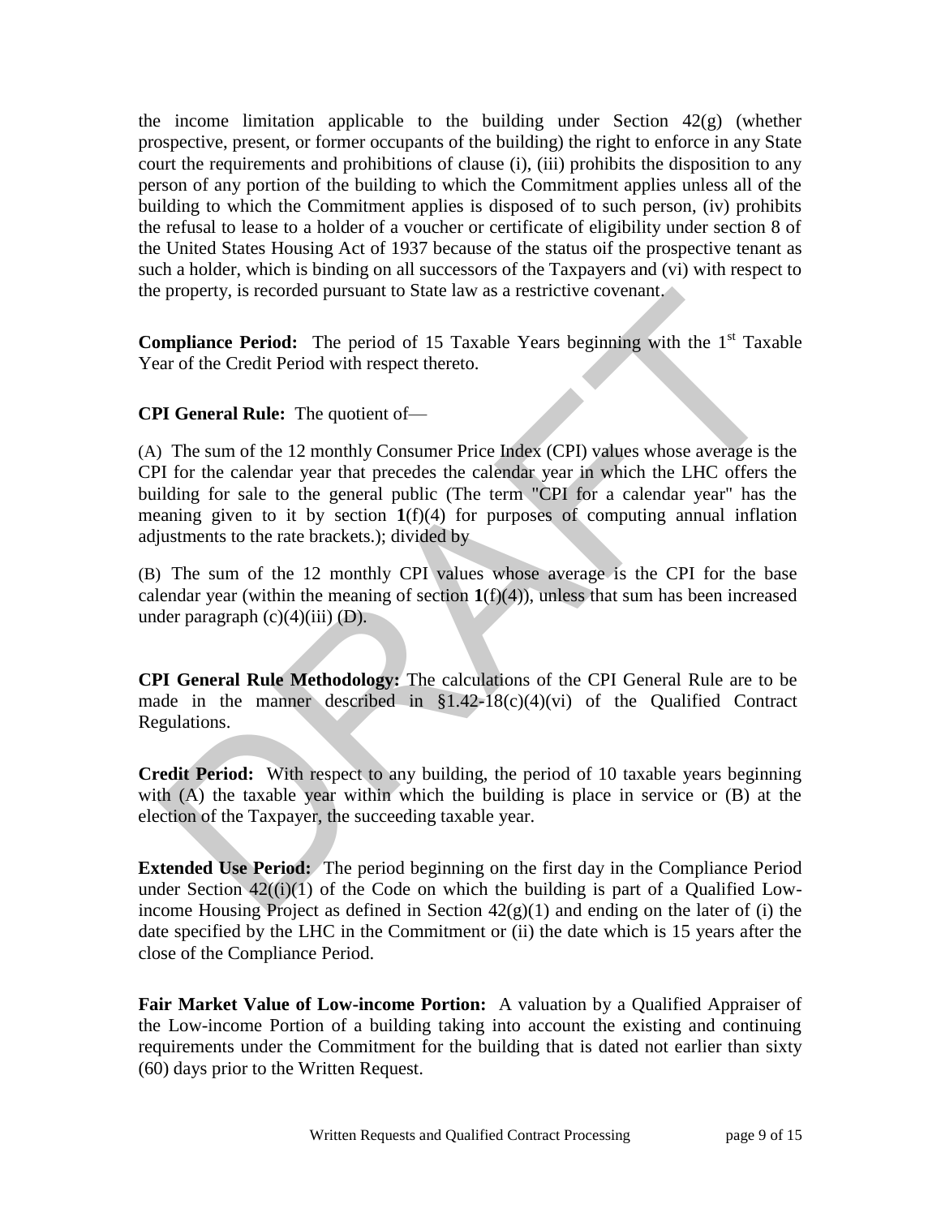the income limitation applicable to the building under Section 42(g) (whether prospective, present, or former occupants of the building) the right to enforce in any State court the requirements and prohibitions of clause (i), (iii) prohibits the disposition to any person of any portion of the building to which the Commitment applies unless all of the building to which the Commitment applies is disposed of to such person, (iv) prohibits the refusal to lease to a holder of a voucher or certificate of eligibility under section 8 of the United States Housing Act of 1937 because of the status oif the prospective tenant as such a holder, which is binding on all successors of the Taxpayers and (vi) with respect to the property, is recorded pursuant to State law as a restrictive covenant.

**Compliance Period:** The period of 15 Taxable Years beginning with the 1st Taxable Year of the Credit Period with respect thereto.

**CPI General Rule:** The quotient of—

(A) The sum of the 12 monthly Consumer Price Index (CPI) values whose average is the CPI for the calendar year that precedes the calendar year in which the LHC offers the building for sale to the general public (The term "CPI for a calendar year" has the meaning given to it by section **1**(f)(4) for purposes of computing annual inflation adjustments to the rate brackets.); divided by

(B) The sum of the 12 monthly CPI values whose average is the CPI for the base calendar year (within the meaning of section **1**(f)(4)), unless that sum has been increased under paragraph (c)(4)(iii) (D).

**CPI General Rule Methodology:** The calculations of the CPI General Rule are to be made in the manner described in §1.42-18(c)(4)(vi) of the Qualified Contract Regulations.

**Credit Period:** With respect to any building, the period of 10 taxable years beginning with (A) the taxable year within which the building is place in service or (B) at the election of the Taxpayer, the succeeding taxable year.

**Extended Use Period:** The period beginning on the first day in the Compliance Period under Section 42((i)(1) of the Code on which the building is part of a Qualified Low-income Housing Project as defined in Section 42(g)(1) and ending on the later of (i) the date specified by the LHC in the Commitment or (ii) the date which is 15 years after the close of the Compliance Period.

**Fair Market Value of Low-income Portion:** A valuation by a Qualified Appraiser of the Low-income Portion of a building taking into account the existing and continuing requirements under the Commitment for the building that is dated not earlier than sixty (60) days prior to the Written Request.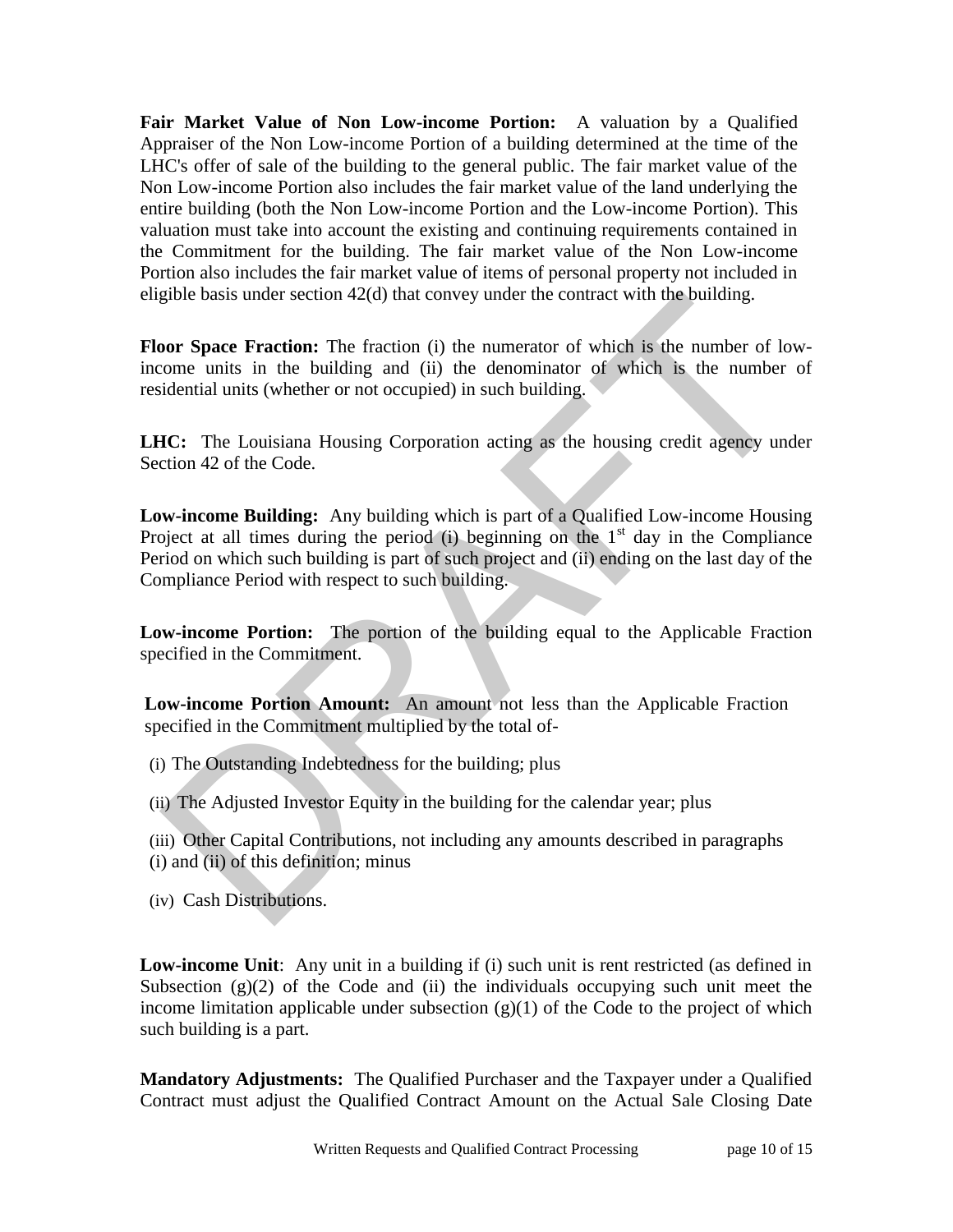**Fair Market Value of Non Low-income Portion:** A valuation by a Qualified Appraiser of the Non Low-income Portion of a building determined at the time of the LHC's offer of sale of the building to the general public. The fair market value of the Non Low-income Portion also includes the fair market value of the land underlying the entire building (both the Non Low-income Portion and the Low-income Portion). This valuation must take into account the existing and continuing requirements contained in the Commitment for the building. The fair market value of the Non Low-income Portion also includes the fair market value of items of personal property not included in eligible basis under section 42(d) that convey under the contract with the building.

**Floor Space Fraction:** The fraction (i) the numerator of which is the number of low-income units in the building and (ii) the denominator of which is the number of residential units (whether or not occupied) in such building.

**LHC:** The Louisiana Housing Corporation acting as the housing credit agency under Section 42 of the Code.

**Low-income Building:** Any building which is part of a Qualified Low-income Housing Project at all times during the period (i) beginning on the 1st day in the Compliance Period on which such building is part of such project and (ii) ending on the last day of the Compliance Period with respect to such building.

**Low-income Portion:** The portion of the building equal to the Applicable Fraction specified in the Commitment.

**Low-income Portion Amount:** An amount not less than the Applicable Fraction specified in the Commitment multiplied by the total of-

(i) The Outstanding Indebtedness for the building; plus

(ii) The Adjusted Investor Equity in the building for the calendar year; plus

(iii) Other Capital Contributions, not including any amounts described in paragraphs (i) and (ii) of this definition; minus

(iv) Cash Distributions.

**Low-income Unit**: Any unit in a building if (i) such unit is rent restricted (as defined in Subsection (g)(2) of the Code and (ii) the individuals occupying such unit meet the income limitation applicable under subsection (g)(1) of the Code to the project of which such building is a part.

**Mandatory Adjustments:** The Qualified Purchaser and the Taxpayer under a Qualified Contract must adjust the Qualified Contract Amount on the Actual Sale Closing Date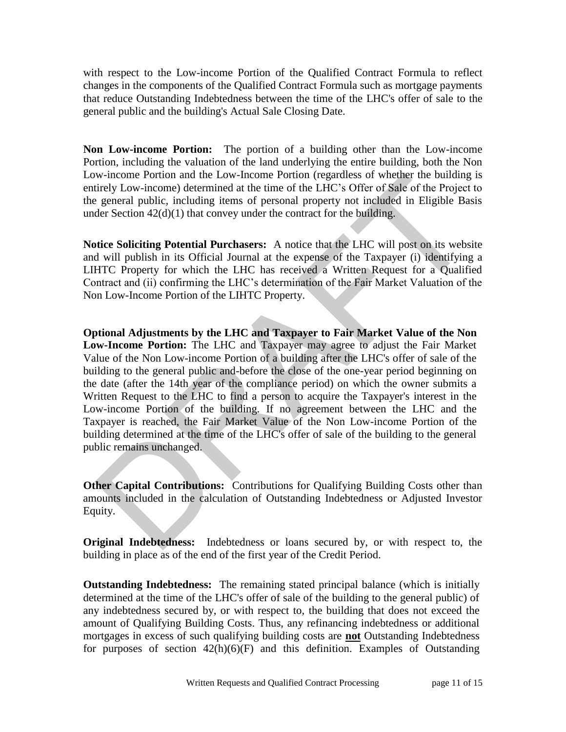with respect to the Low-income Portion of the Qualified Contract Formula to reflect changes in the components of the Qualified Contract Formula such as mortgage payments that reduce Outstanding Indebtedness between the time of the LHC's offer of sale to the general public and the building's Actual Sale Closing Date.

**Non Low-income Portion:** The portion of a building other than the Low-income Portion, including the valuation of the land underlying the entire building, both the Non Low-income Portion and the Low-Income Portion (regardless of whether the building is entirely Low-income) determined at the time of the LHC's Offer of Sale of the Project to the general public, including items of personal property not included in Eligible Basis under Section 42(d)(1) that convey under the contract for the building.

**Notice Soliciting Potential Purchasers:** A notice that the LHC will post on its website and will publish in its Official Journal at the expense of the Taxpayer (i) identifying a LIHTC Property for which the LHC has received a Written Request for a Qualified Contract and (ii) confirming the LHC's determination of the Fair Market Valuation of the Non Low-Income Portion of the LIHTC Property.

**Optional Adjustments by the LHC and Taxpayer to Fair Market Value of the Non Low-Income Portion:** The LHC and Taxpayer may agree to adjust the Fair Market Value of the Non Low-income Portion of a building after the LHC's offer of sale of the building to the general public and-before the close of the one-year period beginning on the date (after the 14th year of the compliance period) on which the owner submits a Written Request to the LHC to find a person to acquire the Taxpayer's interest in the Low-income Portion of the building. If no agreement between the LHC and the Taxpayer is reached, the Fair Market Value of the Non Low-income Portion of the building determined at the time of the LHC's offer of sale of the building to the general public remains unchanged.

**Other Capital Contributions:** Contributions for Qualifying Building Costs other than amounts included in the calculation of Outstanding Indebtedness or Adjusted Investor Equity.

**Original Indebtedness:** Indebtedness or loans secured by, or with respect to, the building in place as of the end of the first year of the Credit Period.

**Outstanding Indebtedness:** The remaining stated principal balance (which is initially determined at the time of the LHC's offer of sale of the building to the general public) of any indebtedness secured by, or with respect to, the building that does not exceed the amount of Qualifying Building Costs. Thus, any refinancing indebtedness or additional mortgages in excess of such qualifying building costs are **not** Outstanding Indebtedness for purposes of section 42(h)(6)(F) and this definition. Examples of Outstanding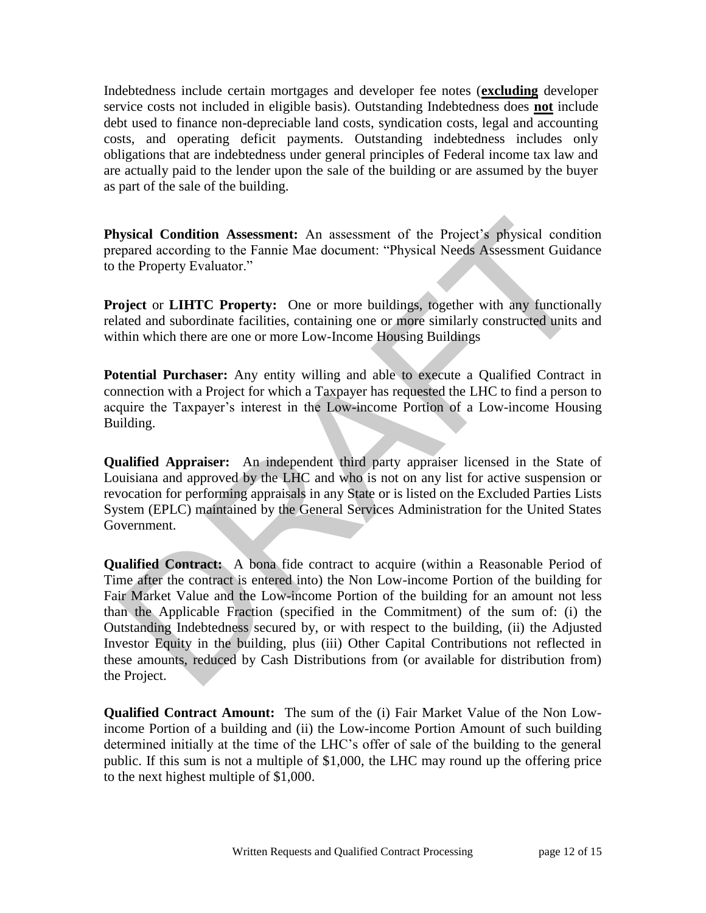Indebtedness include certain mortgages and developer fee notes (**excluding** developer service costs not included in eligible basis). Outstanding Indebtedness does **not** include debt used to finance non-depreciable land costs, syndication costs, legal and accounting costs, and operating deficit payments. Outstanding indebtedness includes only obligations that are indebtedness under general principles of Federal income tax law and are actually paid to the lender upon the sale of the building or are assumed by the buyer as part of the sale of the building.

**Physical Condition Assessment:** An assessment of the Project's physical condition prepared according to the Fannie Mae document: "Physical Needs Assessment Guidance to the Property Evaluator."

**Project** or **LIHTC Property:** One or more buildings, together with any functionally related and subordinate facilities, containing one or more similarly constructed units and within which there are one or more Low-Income Housing Buildings

**Potential Purchaser:** Any entity willing and able to execute a Qualified Contract in connection with a Project for which a Taxpayer has requested the LHC to find a person to acquire the Taxpayer's interest in the Low-income Portion of a Low-income Housing Building.

**Qualified Appraiser:** An independent third party appraiser licensed in the State of Louisiana and approved by the LHC and who is not on any list for active suspension or revocation for performing appraisals in any State or is listed on the Excluded Parties Lists System (EPLC) maintained by the General Services Administration for the United States Government.

**Qualified Contract:** A bona fide contract to acquire (within a Reasonable Period of Time after the contract is entered into) the Non Low-income Portion of the building for Fair Market Value and the Low-income Portion of the building for an amount not less than the Applicable Fraction (specified in the Commitment) of the sum of: (i) the Outstanding Indebtedness secured by, or with respect to the building, (ii) the Adjusted Investor Equity in the building, plus (iii) Other Capital Contributions not reflected in these amounts, reduced by Cash Distributions from (or available for distribution from) the Project.

**Qualified Contract Amount:** The sum of the (i) Fair Market Value of the Non Low-income Portion of a building and (ii) the Low-income Portion Amount of such building determined initially at the time of the LHC's offer of sale of the building to the general public. If this sum is not a multiple of $1,000, the LHC may round up the offering price to the next highest multiple of $1,000.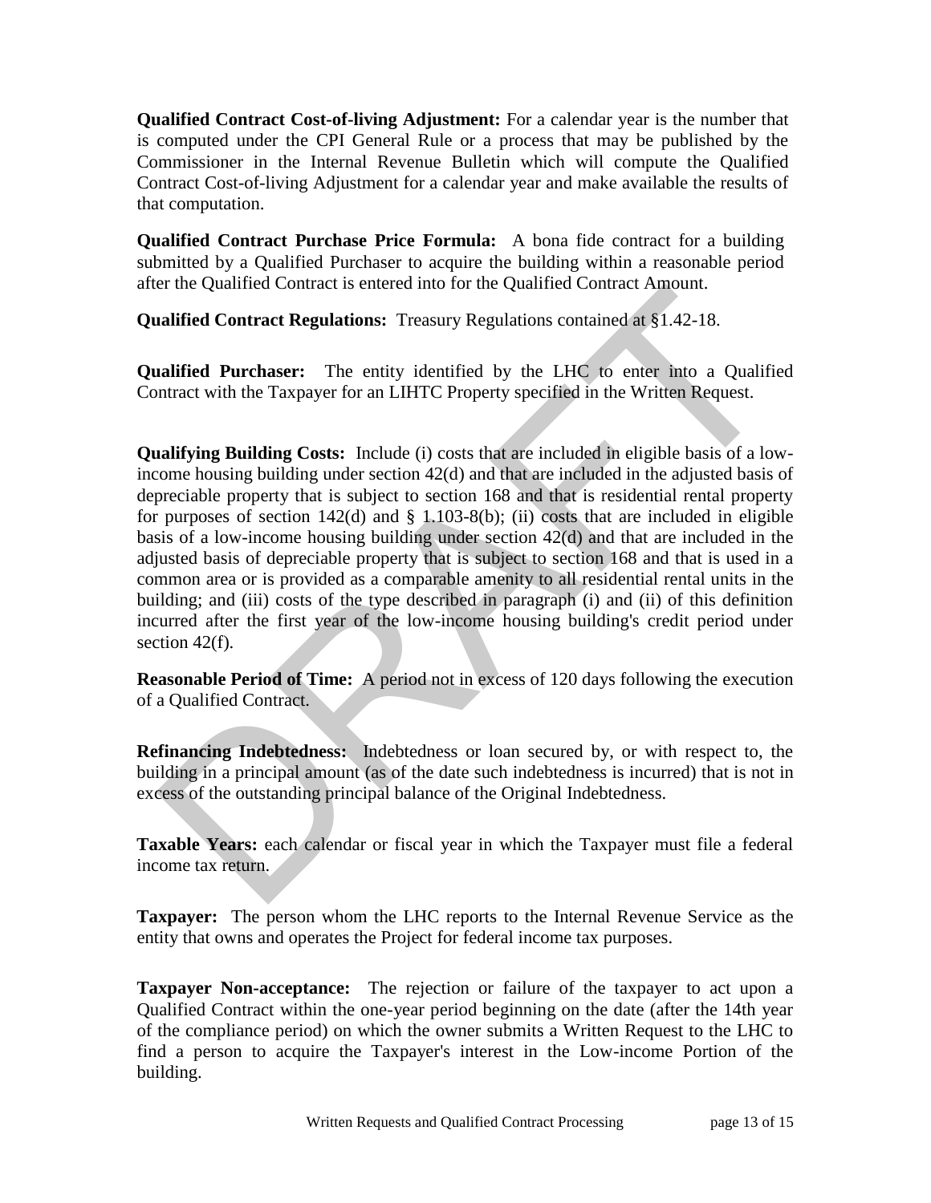**Qualified Contract Cost-of-living Adjustment:** For a calendar year is the number that is computed under the CPI General Rule or a process that may be published by the Commissioner in the Internal Revenue Bulletin which will compute the Qualified Contract Cost-of-living Adjustment for a calendar year and make available the results of that computation.

**Qualified Contract Purchase Price Formula:** A bona fide contract for a building submitted by a Qualified Purchaser to acquire the building within a reasonable period after the Qualified Contract is entered into for the Qualified Contract Amount.

**Qualified Contract Regulations:** Treasury Regulations contained at §1.42-18.

**Qualified Purchaser:** The entity identified by the LHC to enter into a Qualified Contract with the Taxpayer for an LIHTC Property specified in the Written Request.

**Qualifying Building Costs:** Include (i) costs that are included in eligible basis of a low-income housing building under section 42(d) and that are included in the adjusted basis of depreciable property that is subject to section 168 and that is residential rental property for purposes of section 142(d) and § 1.103-8(b); (ii) costs that are included in eligible basis of a low-income housing building under section 42(d) and that are included in the adjusted basis of depreciable property that is subject to section 168 and that is used in a common area or is provided as a comparable amenity to all residential rental units in the building; and (iii) costs of the type described in paragraph (i) and (ii) of this definition incurred after the first year of the low-income housing building's credit period under section 42(f).

**Reasonable Period of Time:** A period not in excess of 120 days following the execution of a Qualified Contract.

**Refinancing Indebtedness:** Indebtedness or loan secured by, or with respect to, the building in a principal amount (as of the date such indebtedness is incurred) that is not in excess of the outstanding principal balance of the Original Indebtedness.

**Taxable Years:** each calendar or fiscal year in which the Taxpayer must file a federal income tax return.

**Taxpayer:** The person whom the LHC reports to the Internal Revenue Service as the entity that owns and operates the Project for federal income tax purposes.

**Taxpayer Non-acceptance:** The rejection or failure of the taxpayer to act upon a Qualified Contract within the one-year period beginning on the date (after the 14th year of the compliance period) on which the owner submits a Written Request to the LHC to find a person to acquire the Taxpayer's interest in the Low-income Portion of the building.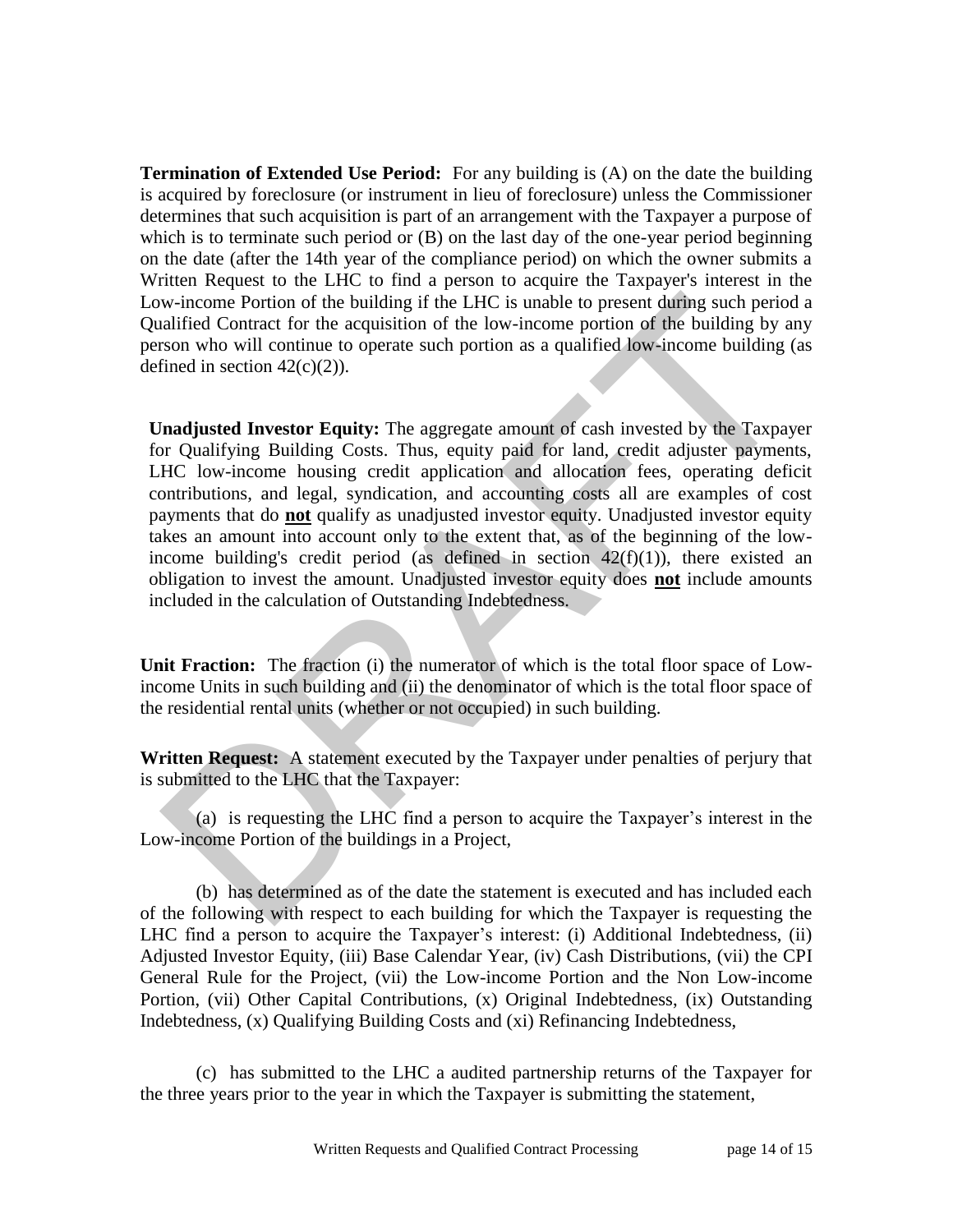**Termination of Extended Use Period:** For any building is (A) on the date the building is acquired by foreclosure (or instrument in lieu of foreclosure) unless the Commissioner determines that such acquisition is part of an arrangement with the Taxpayer a purpose of which is to terminate such period or (B) on the last day of the one-year period beginning on the date (after the 14th year of the compliance period) on which the owner submits a Written Request to the LHC to find a person to acquire the Taxpayer's interest in the Low-income Portion of the building if the LHC is unable to present during such period a Qualified Contract for the acquisition of the low-income portion of the building by any person who will continue to operate such portion as a qualified low-income building (as defined in section 42(c)(2)).

**Unadjusted Investor Equity:** The aggregate amount of cash invested by the Taxpayer for Qualifying Building Costs. Thus, equity paid for land, credit adjuster payments, LHC low-income housing credit application and allocation fees, operating deficit contributions, and legal, syndication, and accounting costs all are examples of cost payments that do **not** qualify as unadjusted investor equity. Unadjusted investor equity takes an amount into account only to the extent that, as of the beginning of the low-income building's credit period (as defined in section 42(f)(1)), there existed an obligation to invest the amount. Unadjusted investor equity does **not** include amounts included in the calculation of Outstanding Indebtedness.

**Unit Fraction:** The fraction (i) the numerator of which is the total floor space of Low-income Units in such building and (ii) the denominator of which is the total floor space of the residential rental units (whether or not occupied) in such building.

**Written Request:** A statement executed by the Taxpayer under penalties of perjury that is submitted to the LHC that the Taxpayer:

(a) is requesting the LHC find a person to acquire the Taxpayer's interest in the Low-income Portion of the buildings in a Project,

(b) has determined as of the date the statement is executed and has included each of the following with respect to each building for which the Taxpayer is requesting the LHC find a person to acquire the Taxpayer's interest: (i) Additional Indebtedness, (ii) Adjusted Investor Equity, (iii) Base Calendar Year, (iv) Cash Distributions, (vii) the CPI General Rule for the Project, (vii) the Low-income Portion and the Non Low-income Portion, (vii) Other Capital Contributions, (x) Original Indebtedness, (ix) Outstanding Indebtedness, (x) Qualifying Building Costs and (xi) Refinancing Indebtedness,

(c) has submitted to the LHC a audited partnership returns of the Taxpayer for the three years prior to the year in which the Taxpayer is submitting the statement,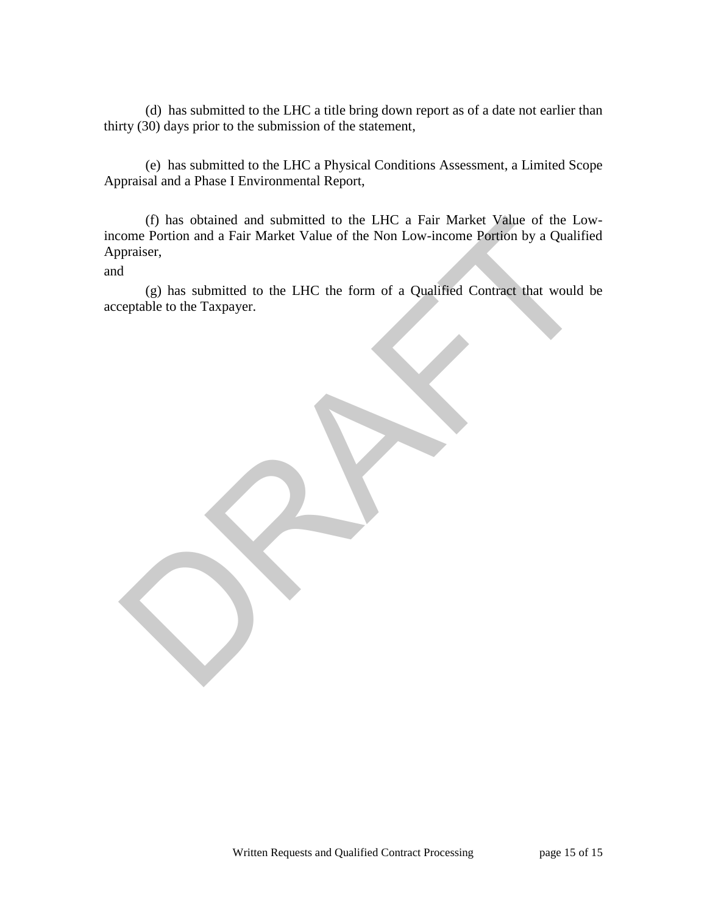(d) has submitted to the LHC a title bring down report as of a date not earlier than thirty (30) days prior to the submission of the statement,

(e) has submitted to the LHC a Physical Conditions Assessment, a Limited Scope Appraisal and a Phase I Environmental Report,

(f) has obtained and submitted to the LHC a Fair Market Value of the Low-income Portion and a Fair Market Value of the Non Low-income Portion by a Qualified Appraiser,

and

(g) has submitted to the LHC the form of a Qualified Contract that would be acceptable to the Taxpayer.